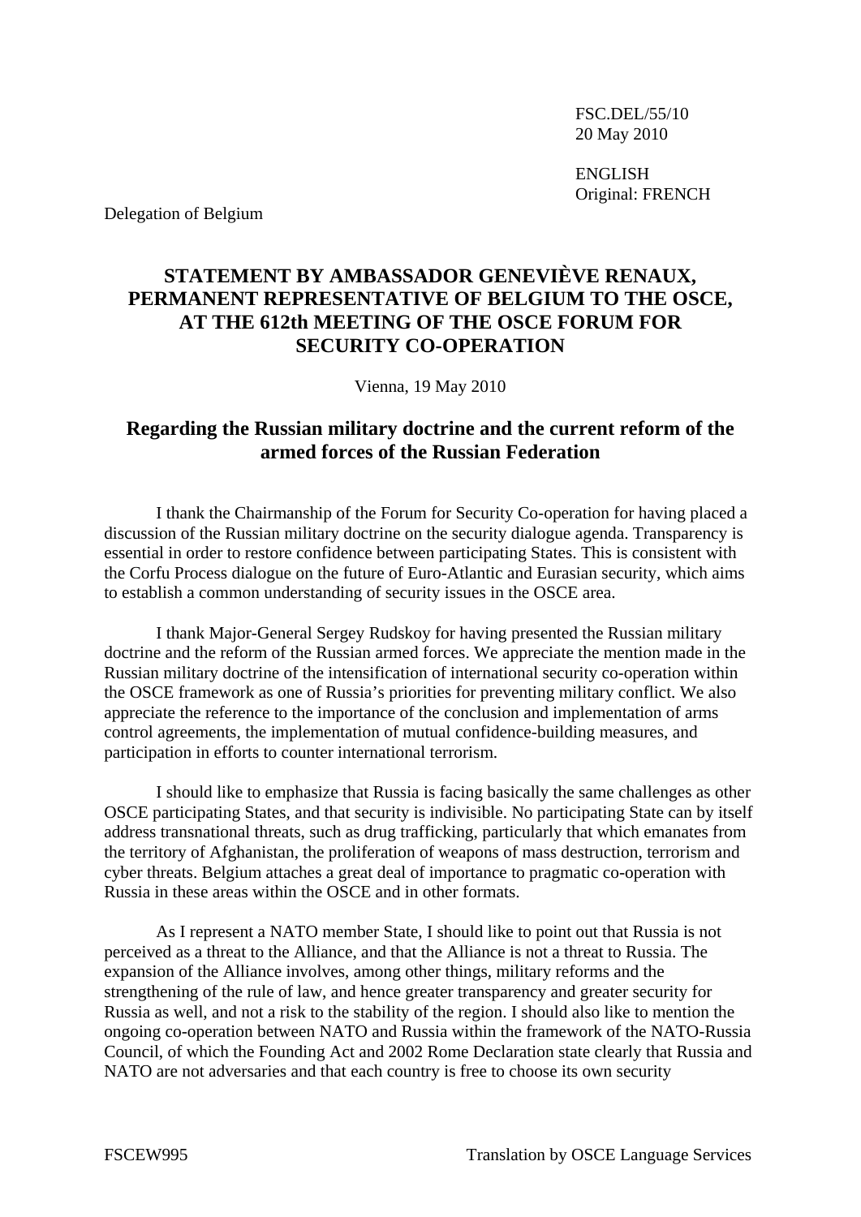FSC.DEL/55/10
20 May 2010

ENGLISH
Original: FRENCH

Delegation of Belgium

# STATEMENT BY AMBASSADOR GENEVIÈVE RENAUX, PERMANENT REPRESENTATIVE OF BELGIUM TO THE OSCE, AT THE 612th MEETING OF THE OSCE FORUM FOR SECURITY CO-OPERATION

Vienna, 19 May 2010

## Regarding the Russian military doctrine and the current reform of the armed forces of the Russian Federation

I thank the Chairmanship of the Forum for Security Co-operation for having placed a discussion of the Russian military doctrine on the security dialogue agenda. Transparency is essential in order to restore confidence between participating States. This is consistent with the Corfu Process dialogue on the future of Euro-Atlantic and Eurasian security, which aims to establish a common understanding of security issues in the OSCE area.

I thank Major-General Sergey Rudskoy for having presented the Russian military doctrine and the reform of the Russian armed forces. We appreciate the mention made in the Russian military doctrine of the intensification of international security co-operation within the OSCE framework as one of Russia's priorities for preventing military conflict. We also appreciate the reference to the importance of the conclusion and implementation of arms control agreements, the implementation of mutual confidence-building measures, and participation in efforts to counter international terrorism.

I should like to emphasize that Russia is facing basically the same challenges as other OSCE participating States, and that security is indivisible. No participating State can by itself address transnational threats, such as drug trafficking, particularly that which emanates from the territory of Afghanistan, the proliferation of weapons of mass destruction, terrorism and cyber threats. Belgium attaches a great deal of importance to pragmatic co-operation with Russia in these areas within the OSCE and in other formats.

As I represent a NATO member State, I should like to point out that Russia is not perceived as a threat to the Alliance, and that the Alliance is not a threat to Russia. The expansion of the Alliance involves, among other things, military reforms and the strengthening of the rule of law, and hence greater transparency and greater security for Russia as well, and not a risk to the stability of the region. I should also like to mention the ongoing co-operation between NATO and Russia within the framework of the NATO-Russia Council, of which the Founding Act and 2002 Rome Declaration state clearly that Russia and NATO are not adversaries and that each country is free to choose its own security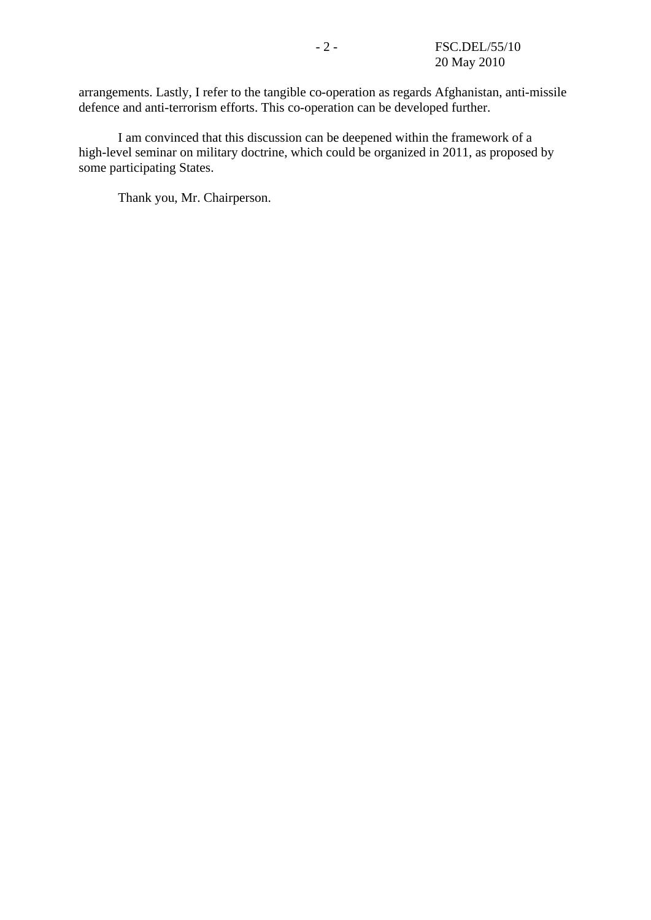arrangements. Lastly, I refer to the tangible co-operation as regards Afghanistan, anti-missile defence and anti-terrorism efforts. This co-operation can be developed further.

I am convinced that this discussion can be deepened within the framework of a high-level seminar on military doctrine, which could be organized in 2011, as proposed by some participating States.

Thank you, Mr. Chairperson.